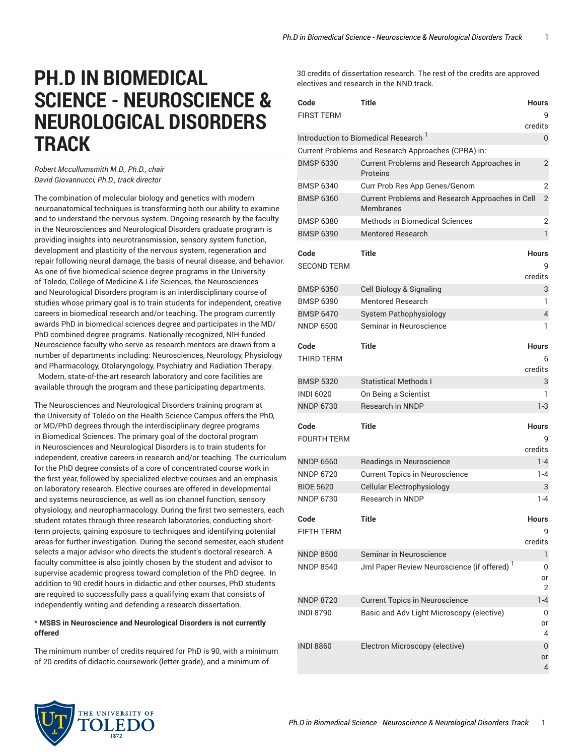# PH.D IN BIOMEDICAL SCIENCE - NEUROSCIENCE & NEUROLOGICAL DISORDERS TRACK

*Robert Mccullumsmith M.D., Ph.D., chair*
*David Giovannucci, Ph.D., track director*

The combination of molecular biology and genetics with modern neuroanatomical techniques is transforming both our ability to examine and to understand the nervous system. Ongoing research by the faculty in the Neurosciences and Neurological Disorders graduate program is providing insights into neurotransmission, sensory system function, development and plasticity of the nervous system, regeneration and repair following neural damage, the basis of neural disease, and behavior. As one of five biomedical science degree programs in the University of Toledo, College of Medicine & Life Sciences, the Neurosciences and Neurological Disorders program is an interdisciplinary course of studies whose primary goal is to train students for independent, creative careers in biomedical research and/or teaching. The program currently awards PhD in biomedical sciences degree and participates in the MD/PhD combined degree programs. Nationally-recognized, NIH-funded Neuroscience faculty who serve as research mentors are drawn from a number of departments including: Neurosciences, Neurology, Physiology and Pharmacology, Otolaryngology, Psychiatry and Radiation Therapy. Modern, state-of-the-art research laboratory and core facilities are available through the program and these participating departments.

The Neurosciences and Neurological Disorders training program at the University of Toledo on the Health Science Campus offers the PhD, or MD/PhD degrees through the interdisciplinary degree programs in Biomedical Sciences. The primary goal of the doctoral program in Neurosciences and Neurological Disorders is to train students for independent, creative careers in research and/or teaching. The curriculum for the PhD degree consists of a core of concentrated course work in the first year, followed by specialized elective courses and an emphasis on laboratory research. Elective courses are offered in developmental and systems neuroscience, as well as ion channel function, sensory physiology, and neuropharmacology. During the first two semesters, each student rotates through three research laboratories, conducting short-term projects, gaining exposure to techniques and identifying potential areas for further investigation. During the second semester, each student selects a major advisor who directs the student's doctoral research. A faculty committee is also jointly chosen by the student and advisor to supervise academic progress toward completion of the PhD degree. In addition to 90 credit hours in didactic and other courses, PhD students are required to successfully pass a qualifying exam that consists of independently writing and defending a research dissertation.

**\* MSBS in Neuroscience and Neurological Disorders is not currently offered**

The minimum number of credits required for PhD is 90, with a minimum of 20 credits of didactic coursework (letter grade), and a minimum of 30 credits of dissertation research. The rest of the credits are approved electives and research in the NND track.

| Code | Title | Hours |
|---|---|---|
| FIRST TERM | | 9 credits |
| Introduction to Biomedical Research [1] | | 0 |
| Current Problems and Research Approaches (CPRA) in: | | |
| BMSP 6330 | Current Problems and Research Approaches in Proteins | 2 |
| BMSP 6340 | Curr Prob Res App Genes/Genom | 2 |
| BMSP 6360 | Current Problems and Research Approaches in Cell Membranes | 2 |
| BMSP 6380 | Methods in Biomedical Sciences | 2 |
| BMSP 6390 | Mentored Research | 1 |

| Code | Title | Hours |
|---|---|---|
| SECOND TERM | | 9 credits |
| BMSP 6350 | Cell Biology & Signaling | 3 |
| BMSP 6390 | Mentored Research | 1 |
| BMSP 6470 | System Pathophysiology | 4 |
| NNDP 6500 | Seminar in Neuroscience | 1 |

| Code | Title | Hours |
|---|---|---|
| THIRD TERM | | 6 credits |
| BMSP 5320 | Statistical Methods I | 3 |
| INDI 6020 | On Being a Scientist | 1 |
| NNDP 6730 | Research in NNDP | 1-3 |

| Code | Title | Hours |
|---|---|---|
| FOURTH TERM | | 9 credits |
| NNDP 6560 | Readings in Neuroscience | 1-4 |
| NNDP 6720 | Current Topics in Neuroscience | 1-4 |
| BIOE 5620 | Cellular Electrophysiology | 3 |
| NNDP 6730 | Research in NNDP | 1-4 |

| Code | Title | Hours |
|---|---|---|
| FIFTH TERM | | 9 credits |
| NNDP 8500 | Seminar in Neuroscience | 1 |
| NNDP 8540 | Jrnl Paper Review Neuroscience (if offered) [1] | 0 or 2 |
| NNDP 8720 | Current Topics in Neuroscience | 1-4 |
| INDI 8790 | Basic and Adv Light Microscopy (elective) | 0 or 4 |
| INDI 8860 | Electron Microscopy (elective) | 0 or 4 |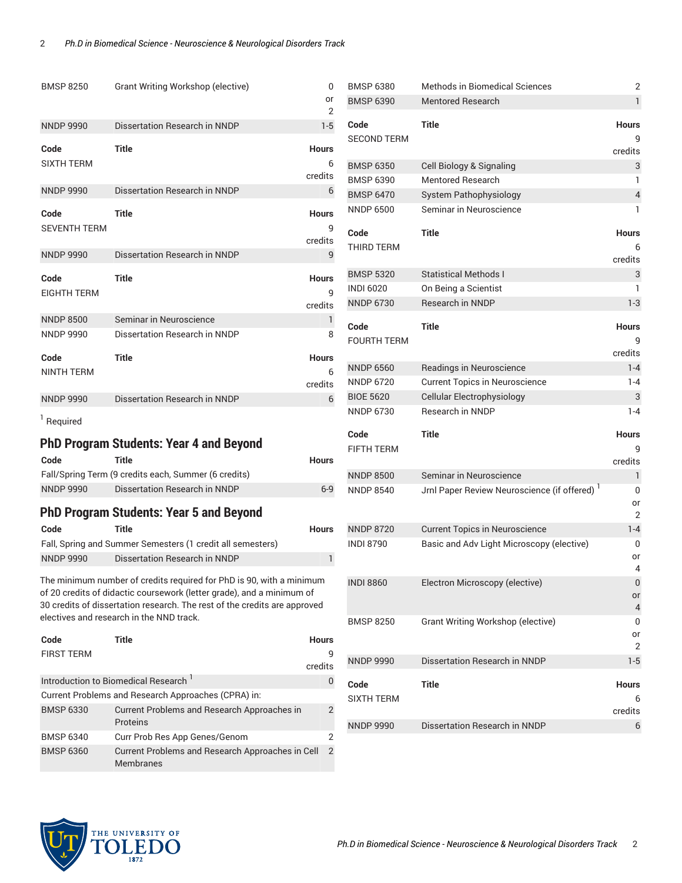| Code | Title | Hours |
|---|---|---|
| BMSP 8250 | Grant Writing Workshop (elective) | 0 or 2 |
| NNDP 9990 | Dissertation Research in NNDP | 1-5 |

| Code | Title | Hours |
|---|---|---|
| SIXTH TERM | | 6 credits |
| NNDP 9990 | Dissertation Research in NNDP | 6 |

| Code | Title | Hours |
|---|---|---|
| SEVENTH TERM | | 9 credits |
| NNDP 9990 | Dissertation Research in NNDP | 9 |

| Code | Title | Hours |
|---|---|---|
| EIGHTH TERM | | 9 credits |
| NNDP 8500 | Seminar in Neuroscience | 1 |
| NNDP 9990 | Dissertation Research in NNDP | 8 |

| Code | Title | Hours |
|---|---|---|
| NINTH TERM | | 6 credits |
| NNDP 9990 | Dissertation Research in NNDP | 6 |

[1] Required

## PhD Program Students: Year 4 and Beyond

| Code | Title | Hours |
|---|---|---|
| Fall/Spring Term (9 credits each, Summer (6 credits) | | |
| NNDP 9990 | Dissertation Research in NNDP | 6-9 |

## PhD Program Students: Year 5 and Beyond

| Code | Title | Hours |
|---|---|---|
| Fall, Spring and Summer Semesters (1 credit all semesters) | | |
| NNDP 9990 | Dissertation Research in NNDP | 1 |

The minimum number of credits required for PhD is 90, with a minimum of 20 credits of didactic coursework (letter grade), and a minimum of 30 credits of dissertation research. The rest of the credits are approved electives and research in the NND track.

| Code | Title | Hours |
|---|---|---|
| FIRST TERM | | 9 credits |
| Introduction to Biomedical Research [1] | | 0 |
| Current Problems and Research Approaches (CPRA) in: | | |
| BMSP 6330 | Current Problems and Research Approaches in Proteins | 2 |
| BMSP 6340 | Curr Prob Res App Genes/Genom | 2 |
| BMSP 6360 | Current Problems and Research Approaches in Cell Membranes | 2 |
| BMSP 6380 | Methods in Biomedical Sciences | 2 |
| BMSP 6390 | Mentored Research | 1 |

| Code | Title | Hours |
|---|---|---|
| SECOND TERM | | 9 credits |
| BMSP 6350 | Cell Biology & Signaling | 3 |
| BMSP 6390 | Mentored Research | 1 |
| BMSP 6470 | System Pathophysiology | 4 |
| NNDP 6500 | Seminar in Neuroscience | 1 |

| Code | Title | Hours |
|---|---|---|
| THIRD TERM | | 6 credits |
| BMSP 5320 | Statistical Methods I | 3 |
| INDI 6020 | On Being a Scientist | 1 |
| NNDP 6730 | Research in NNDP | 1-3 |

| Code | Title | Hours |
|---|---|---|
| FOURTH TERM | | 9 credits |
| NNDP 6560 | Readings in Neuroscience | 1-4 |
| NNDP 6720 | Current Topics in Neuroscience | 1-4 |
| BIOE 5620 | Cellular Electrophysiology | 3 |
| NNDP 6730 | Research in NNDP | 1-4 |

| Code | Title | Hours |
|---|---|---|
| FIFTH TERM | | 9 credits |
| NNDP 8500 | Seminar in Neuroscience | 1 |
| NNDP 8540 | Jrnl Paper Review Neuroscience (if offered) [1] | 0 or 2 |
| NNDP 8720 | Current Topics in Neuroscience | 1-4 |
| INDI 8790 | Basic and Adv Light Microscopy (elective) | 0 or 4 |
| INDI 8860 | Electron Microscopy (elective) | 0 or 4 |
| BMSP 8250 | Grant Writing Workshop (elective) | 0 or 2 |
| NNDP 9990 | Dissertation Research in NNDP | 1-5 |

| Code | Title | Hours |
|---|---|---|
| SIXTH TERM | | 6 credits |
| NNDP 9990 | Dissertation Research in NNDP | 6 |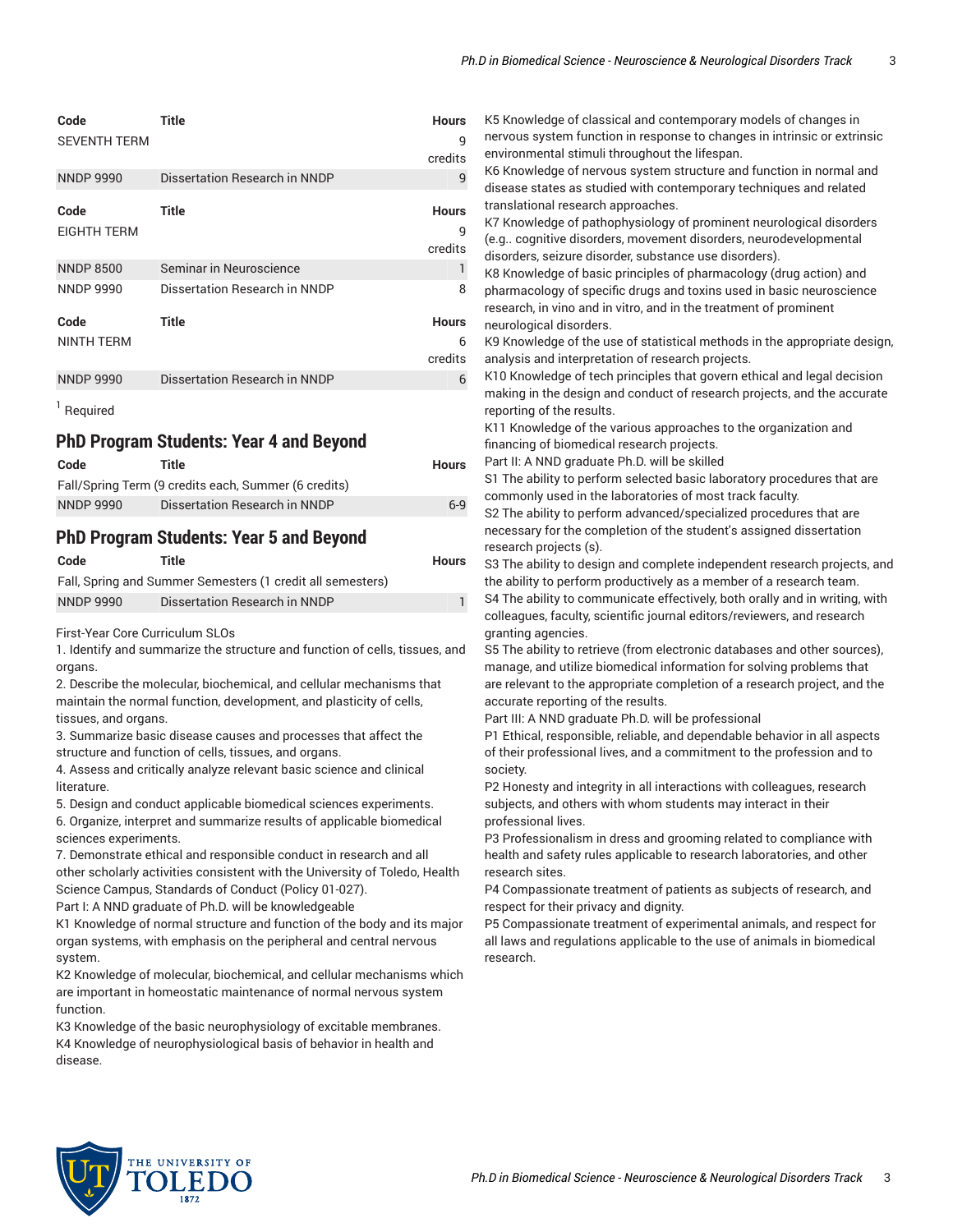| Code | Title | Hours |
| --- | --- | --- |
| SEVENTH TERM | | 9 credits |
| NNDP 9990 | Dissertation Research in NNDP | 9 |

| Code | Title | Hours |
| --- | --- | --- |
| EIGHTH TERM | | 9 credits |
| NNDP 8500 | Seminar in Neuroscience | 1 |
| NNDP 9990 | Dissertation Research in NNDP | 8 |

| Code | Title | Hours |
| --- | --- | --- |
| NINTH TERM | | 6 credits |
| NNDP 9990 | Dissertation Research in NNDP | 6 |

[1] Required

## PhD Program Students: Year 4 and Beyond

| Code | Title | Hours |
| --- | --- | --- |
| Fall/Spring Term (9 credits each, Summer (6 credits) | | |
| NNDP 9990 | Dissertation Research in NNDP | 6-9 |

## PhD Program Students: Year 5 and Beyond

| Code | Title | Hours |
| --- | --- | --- |
| Fall, Spring and Summer Semesters (1 credit all semesters) | | |
| NNDP 9990 | Dissertation Research in NNDP | 1 |

First-Year Core Curriculum SLOs

1. Identify and summarize the structure and function of cells, tissues, and organs.
2. Describe the molecular, biochemical, and cellular mechanisms that maintain the normal function, development, and plasticity of cells, tissues, and organs.
3. Summarize basic disease causes and processes that affect the structure and function of cells, tissues, and organs.
4. Assess and critically analyze relevant basic science and clinical literature.
5. Design and conduct applicable biomedical sciences experiments.
6. Organize, interpret and summarize results of applicable biomedical sciences experiments.
7. Demonstrate ethical and responsible conduct in research and all other scholarly activities consistent with the University of Toledo, Health Science Campus, Standards of Conduct (Policy 01-027).

Part I: A NND graduate of Ph.D. will be knowledgeable

K1 Knowledge of normal structure and function of the body and its major organ systems, with emphasis on the peripheral and central nervous system.

K2 Knowledge of molecular, biochemical, and cellular mechanisms which are important in homeostatic maintenance of normal nervous system function.

K3 Knowledge of the basic neurophysiology of excitable membranes.

K4 Knowledge of neurophysiological basis of behavior in health and disease.

K5 Knowledge of classical and contemporary models of changes in nervous system function in response to changes in intrinsic or extrinsic environmental stimuli throughout the lifespan.

K6 Knowledge of nervous system structure and function in normal and disease states as studied with contemporary techniques and related translational research approaches.

K7 Knowledge of pathophysiology of prominent neurological disorders (e.g.. cognitive disorders, movement disorders, neurodevelopmental disorders, seizure disorder, substance use disorders).

K8 Knowledge of basic principles of pharmacology (drug action) and pharmacology of specific drugs and toxins used in basic neuroscience research, in vino and in vitro, and in the treatment of prominent neurological disorders.

K9 Knowledge of the use of statistical methods in the appropriate design, analysis and interpretation of research projects.

K10 Knowledge of tech principles that govern ethical and legal decision making in the design and conduct of research projects, and the accurate reporting of the results.

K11 Knowledge of the various approaches to the organization and financing of biomedical research projects.

Part II: A NND graduate Ph.D. will be skilled

S1 The ability to perform selected basic laboratory procedures that are commonly used in the laboratories of most track faculty.

S2 The ability to perform advanced/specialized procedures that are necessary for the completion of the student's assigned dissertation research projects (s).

S3 The ability to design and complete independent research projects, and the ability to perform productively as a member of a research team.

S4 The ability to communicate effectively, both orally and in writing, with colleagues, faculty, scientific journal editors/reviewers, and research granting agencies.

S5 The ability to retrieve (from electronic databases and other sources), manage, and utilize biomedical information for solving problems that are relevant to the appropriate completion of a research project, and the accurate reporting of the results.

Part III: A NND graduate Ph.D. will be professional

P1 Ethical, responsible, reliable, and dependable behavior in all aspects of their professional lives, and a commitment to the profession and to society.

P2 Honesty and integrity in all interactions with colleagues, research subjects, and others with whom students may interact in their professional lives.

P3 Professionalism in dress and grooming related to compliance with health and safety rules applicable to research laboratories, and other research sites.

P4 Compassionate treatment of patients as subjects of research, and respect for their privacy and dignity.

P5 Compassionate treatment of experimental animals, and respect for all laws and regulations applicable to the use of animals in biomedical research.